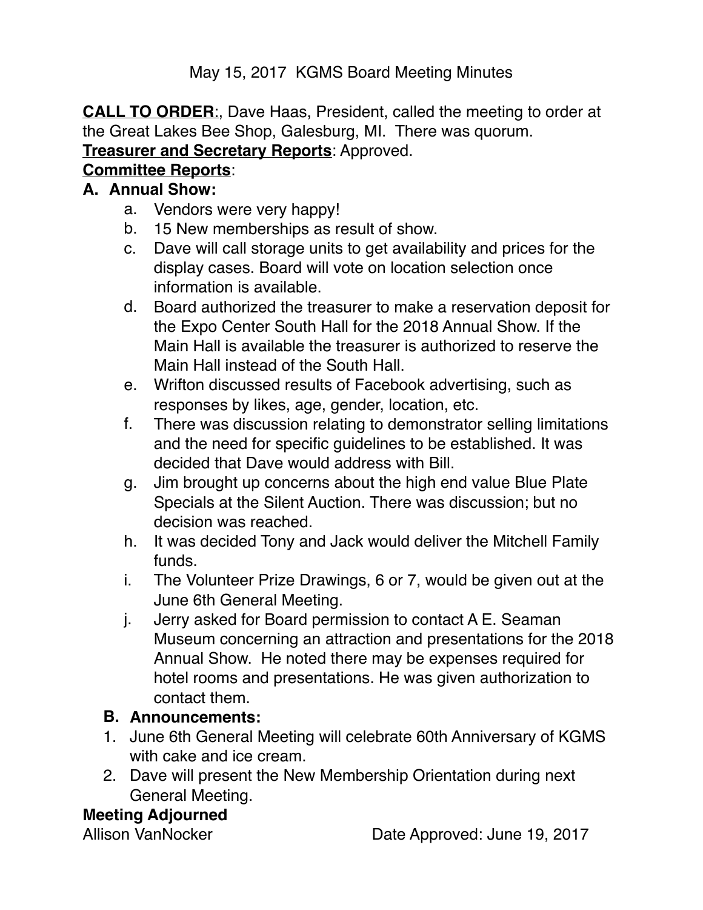May 15, 2017 KGMS Board Meeting Minutes

**CALL TO ORDER**:, Dave Haas, President, called the meeting to order at the Great Lakes Bee Shop, Galesburg, MI. There was quorum.

**Treasurer and Secretary Reports**: Approved.

**Committee Reports**:

**A. Annual Show:**

a. Vendors were very happy!

b. 15 New memberships as result of show.

c. Dave will call storage units to get availability and prices for the display cases. Board will vote on location selection once information is available.

d. Board authorized the treasurer to make a reservation deposit for the Expo Center South Hall for the 2018 Annual Show. If the Main Hall is available the treasurer is authorized to reserve the Main Hall instead of the South Hall.

e. Wrifton discussed results of Facebook advertising, such as responses by likes, age, gender, location, etc.

f. There was discussion relating to demonstrator selling limitations and the need for specific guidelines to be established. It was decided that Dave would address with Bill.

g. Jim brought up concerns about the high end value Blue Plate Specials at the Silent Auction. There was discussion; but no decision was reached.

h. It was decided Tony and Jack would deliver the Mitchell Family funds.

i. The Volunteer Prize Drawings, 6 or 7, would be given out at the June 6th General Meeting.

j. Jerry asked for Board permission to contact A E. Seaman Museum concerning an attraction and presentations for the 2018 Annual Show. He noted there may be expenses required for hotel rooms and presentations. He was given authorization to contact them.

**B. Announcements:**

1. June 6th General Meeting will celebrate 60th Anniversary of KGMS with cake and ice cream.
2. Dave will present the New Membership Orientation during next General Meeting.

**Meeting Adjourned**

Allison VanNocker Date Approved: June 19, 2017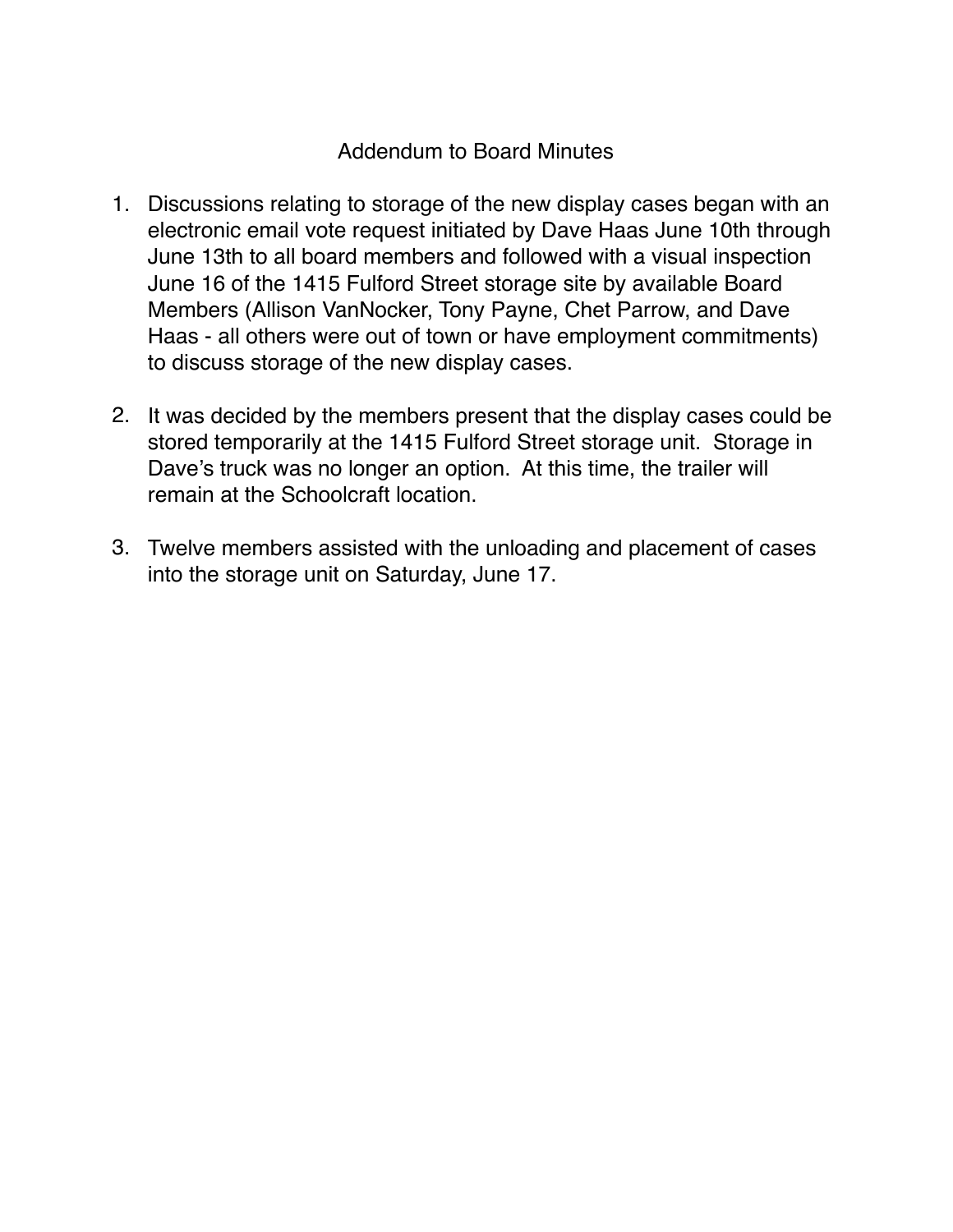# Addendum to Board Minutes

1. Discussions relating to storage of the new display cases began with an electronic email vote request initiated by Dave Haas June 10th through June 13th to all board members and followed with a visual inspection June 16 of the 1415 Fulford Street storage site by available Board Members (Allison VanNocker, Tony Payne, Chet Parrow, and Dave Haas - all others were out of town or have employment commitments) to discuss storage of the new display cases.

2. It was decided by the members present that the display cases could be stored temporarily at the 1415 Fulford Street storage unit. Storage in Dave's truck was no longer an option. At this time, the trailer will remain at the Schoolcraft location.

3. Twelve members assisted with the unloading and placement of cases into the storage unit on Saturday, June 17.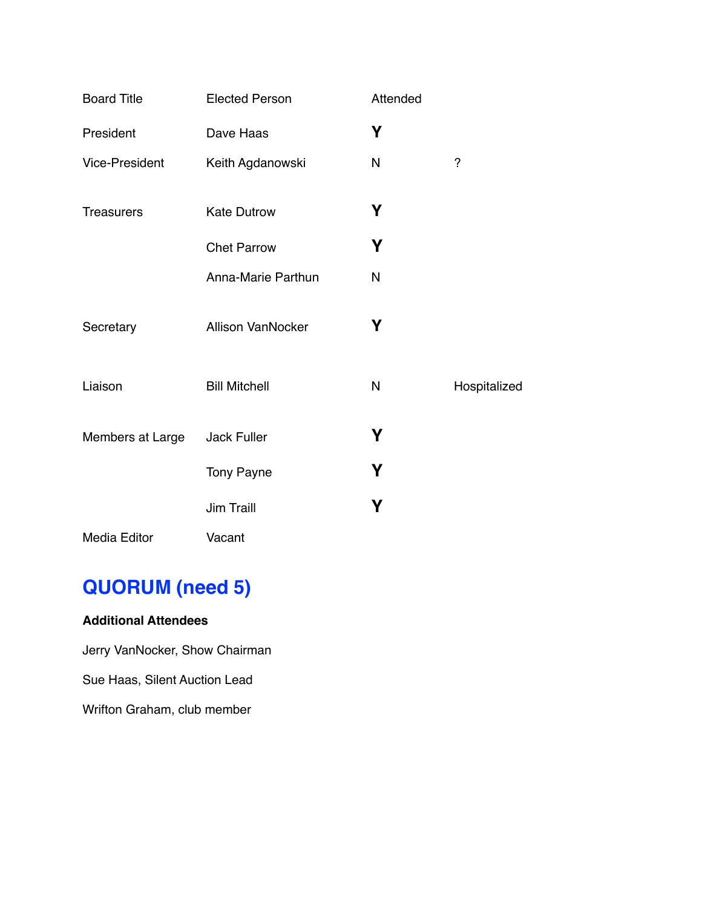| Board Title | Elected Person | Attended | |
|---|---|---|---|
| President | Dave Haas | **Y** | |
| Vice-President | Keith Agdanowski | N | ? |
| Treasurers | Kate Dutrow | **Y** | |
| | Chet Parrow | **Y** | |
| | Anna-Marie Parthun | N | |
| Secretary | Allison VanNocker | **Y** | |
| Liaison | Bill Mitchell | N | Hospitalized |
| Members at Large | Jack Fuller | **Y** | |
| | Tony Payne | **Y** | |
| | Jim Traill | **Y** | |
| Media Editor | Vacant | | |

## QUORUM (need 5)

**Additional Attendees**

Jerry VanNocker, Show Chairman

Sue Haas, Silent Auction Lead

Wrifton Graham, club member